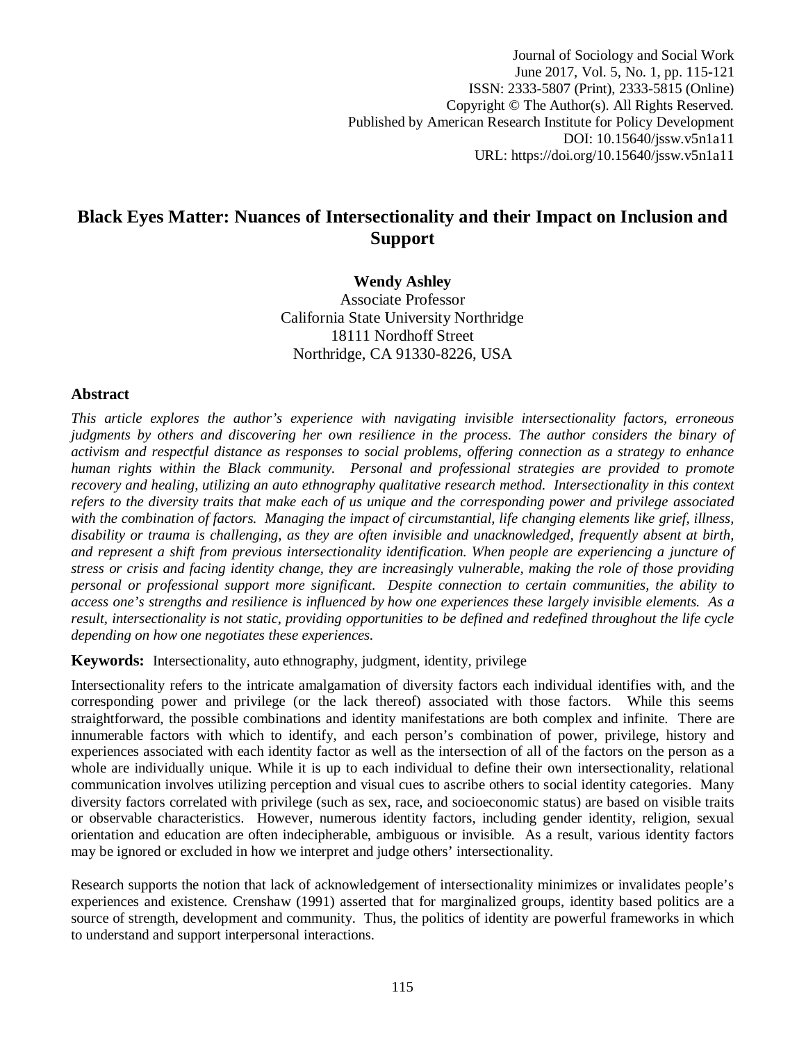# Black Eyes Matter: Nuances of Intersectionality and their Impact on Inclusion and Support

**Wendy Ashley**
Associate Professor
California State University Northridge
18111 Nordhoff Street
Northridge, CA 91330-8226, USA

## Abstract

*This article explores the author's experience with navigating invisible intersectionality factors, erroneous judgments by others and discovering her own resilience in the process. The author considers the binary of activism and respectful distance as responses to social problems, offering connection as a strategy to enhance human rights within the Black community. Personal and professional strategies are provided to promote recovery and healing, utilizing an auto ethnography qualitative research method. Intersectionality in this context refers to the diversity traits that make each of us unique and the corresponding power and privilege associated with the combination of factors. Managing the impact of circumstantial, life changing elements like grief, illness, disability or trauma is challenging, as they are often invisible and unacknowledged, frequently absent at birth, and represent a shift from previous intersectionality identification. When people are experiencing a juncture of stress or crisis and facing identity change, they are increasingly vulnerable, making the role of those providing personal or professional support more significant. Despite connection to certain communities, the ability to access one's strengths and resilience is influenced by how one experiences these largely invisible elements. As a result, intersectionality is not static, providing opportunities to be defined and redefined throughout the life cycle depending on how one negotiates these experiences.*

**Keywords:** Intersectionality, auto ethnography, judgment, identity, privilege

Intersectionality refers to the intricate amalgamation of diversity factors each individual identifies with, and the corresponding power and privilege (or the lack thereof) associated with those factors. While this seems straightforward, the possible combinations and identity manifestations are both complex and infinite. There are innumerable factors with which to identify, and each person's combination of power, privilege, history and experiences associated with each identity factor as well as the intersection of all of the factors on the person as a whole are individually unique. While it is up to each individual to define their own intersectionality, relational communication involves utilizing perception and visual cues to ascribe others to social identity categories. Many diversity factors correlated with privilege (such as sex, race, and socioeconomic status) are based on visible traits or observable characteristics. However, numerous identity factors, including gender identity, religion, sexual orientation and education are often indecipherable, ambiguous or invisible. As a result, various identity factors may be ignored or excluded in how we interpret and judge others' intersectionality.

Research supports the notion that lack of acknowledgement of intersectionality minimizes or invalidates people's experiences and existence. Crenshaw (1991) asserted that for marginalized groups, identity based politics are a source of strength, development and community. Thus, the politics of identity are powerful frameworks in which to understand and support interpersonal interactions.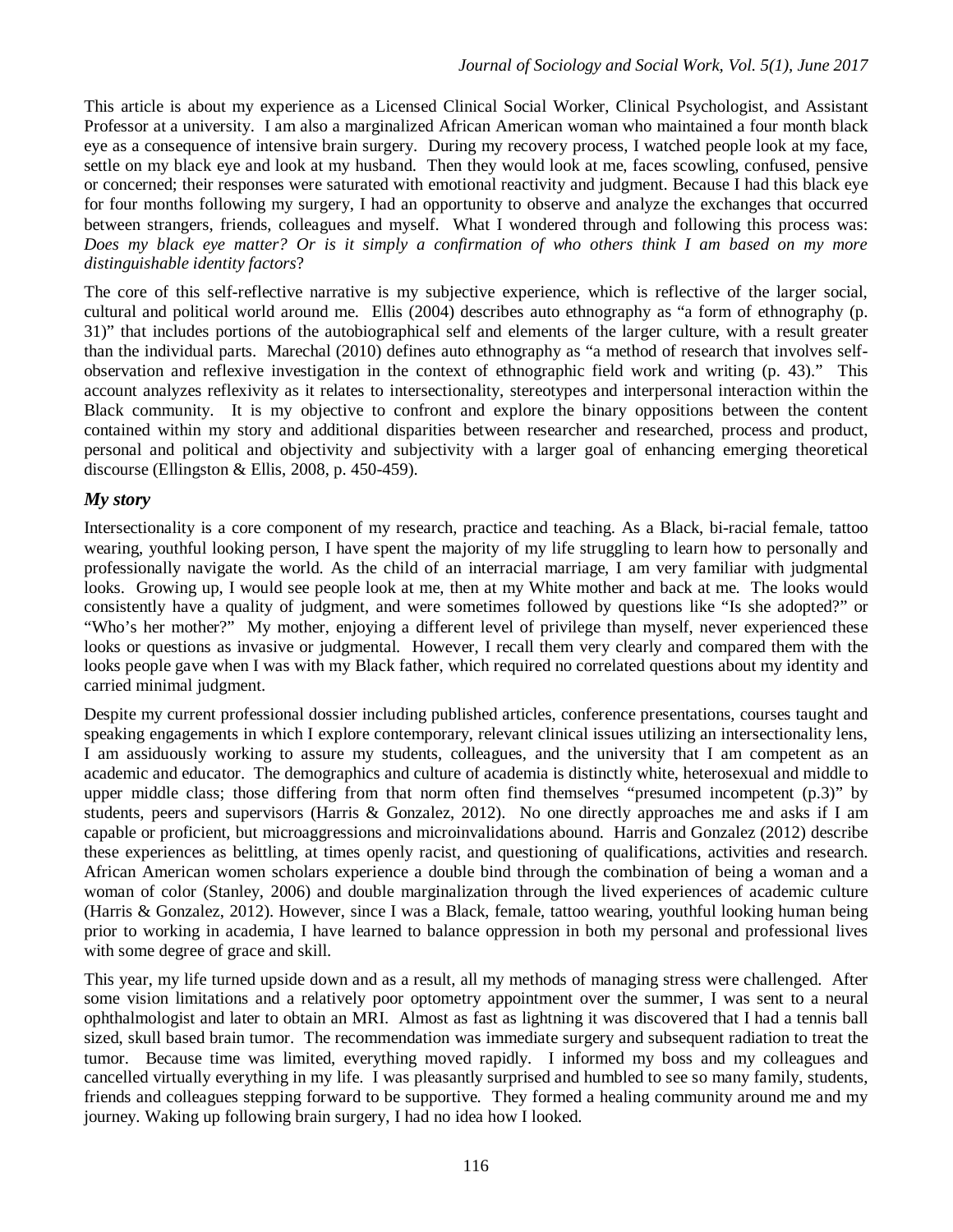This article is about my experience as a Licensed Clinical Social Worker, Clinical Psychologist, and Assistant Professor at a university. I am also a marginalized African American woman who maintained a four month black eye as a consequence of intensive brain surgery. During my recovery process, I watched people look at my face, settle on my black eye and look at my husband. Then they would look at me, faces scowling, confused, pensive or concerned; their responses were saturated with emotional reactivity and judgment. Because I had this black eye for four months following my surgery, I had an opportunity to observe and analyze the exchanges that occurred between strangers, friends, colleagues and myself. What I wondered through and following this process was: *Does my black eye matter? Or is it simply a confirmation of who others think I am based on my more distinguishable identity factors*?

The core of this self-reflective narrative is my subjective experience, which is reflective of the larger social, cultural and political world around me. Ellis (2004) describes auto ethnography as "a form of ethnography (p. 31)" that includes portions of the autobiographical self and elements of the larger culture, with a result greater than the individual parts. Marechal (2010) defines auto ethnography as "a method of research that involves self-observation and reflexive investigation in the context of ethnographic field work and writing (p. 43)." This account analyzes reflexivity as it relates to intersectionality, stereotypes and interpersonal interaction within the Black community. It is my objective to confront and explore the binary oppositions between the content contained within my story and additional disparities between researcher and researched, process and product, personal and political and objectivity and subjectivity with a larger goal of enhancing emerging theoretical discourse (Ellingston & Ellis, 2008, p. 450-459).

## *My story*

Intersectionality is a core component of my research, practice and teaching. As a Black, bi-racial female, tattoo wearing, youthful looking person, I have spent the majority of my life struggling to learn how to personally and professionally navigate the world. As the child of an interracial marriage, I am very familiar with judgmental looks. Growing up, I would see people look at me, then at my White mother and back at me. The looks would consistently have a quality of judgment, and were sometimes followed by questions like "Is she adopted?" or "Who's her mother?" My mother, enjoying a different level of privilege than myself, never experienced these looks or questions as invasive or judgmental. However, I recall them very clearly and compared them with the looks people gave when I was with my Black father, which required no correlated questions about my identity and carried minimal judgment.

Despite my current professional dossier including published articles, conference presentations, courses taught and speaking engagements in which I explore contemporary, relevant clinical issues utilizing an intersectionality lens, I am assiduously working to assure my students, colleagues, and the university that I am competent as an academic and educator. The demographics and culture of academia is distinctly white, heterosexual and middle to upper middle class; those differing from that norm often find themselves "presumed incompetent (p.3)" by students, peers and supervisors (Harris & Gonzalez, 2012). No one directly approaches me and asks if I am capable or proficient, but microaggressions and microinvalidations abound. Harris and Gonzalez (2012) describe these experiences as belittling, at times openly racist, and questioning of qualifications, activities and research. African American women scholars experience a double bind through the combination of being a woman and a woman of color (Stanley, 2006) and double marginalization through the lived experiences of academic culture (Harris & Gonzalez, 2012). However, since I was a Black, female, tattoo wearing, youthful looking human being prior to working in academia, I have learned to balance oppression in both my personal and professional lives with some degree of grace and skill.

This year, my life turned upside down and as a result, all my methods of managing stress were challenged. After some vision limitations and a relatively poor optometry appointment over the summer, I was sent to a neural ophthalmologist and later to obtain an MRI. Almost as fast as lightning it was discovered that I had a tennis ball sized, skull based brain tumor. The recommendation was immediate surgery and subsequent radiation to treat the tumor. Because time was limited, everything moved rapidly. I informed my boss and my colleagues and cancelled virtually everything in my life. I was pleasantly surprised and humbled to see so many family, students, friends and colleagues stepping forward to be supportive. They formed a healing community around me and my journey. Waking up following brain surgery, I had no idea how I looked.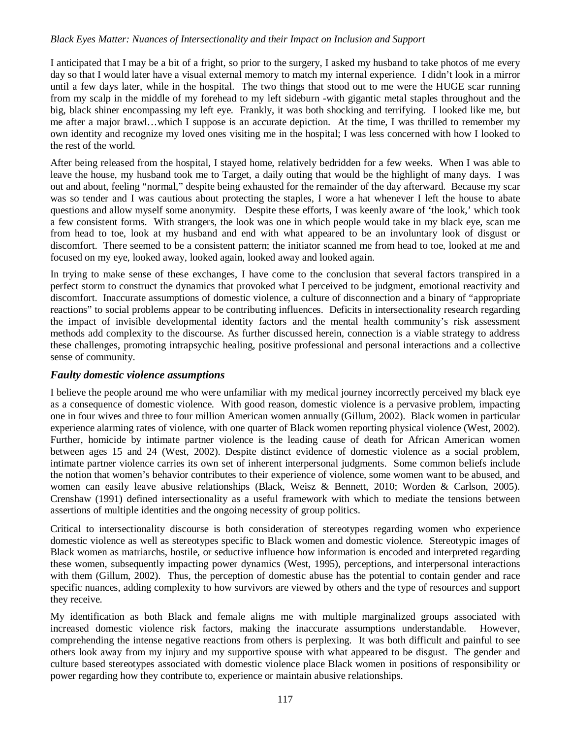I anticipated that I may be a bit of a fright, so prior to the surgery, I asked my husband to take photos of me every day so that I would later have a visual external memory to match my internal experience. I didn't look in a mirror until a few days later, while in the hospital. The two things that stood out to me were the HUGE scar running from my scalp in the middle of my forehead to my left sideburn -with gigantic metal staples throughout and the big, black shiner encompassing my left eye. Frankly, it was both shocking and terrifying. I looked like me, but me after a major brawl…which I suppose is an accurate depiction. At the time, I was thrilled to remember my own identity and recognize my loved ones visiting me in the hospital; I was less concerned with how I looked to the rest of the world.

After being released from the hospital, I stayed home, relatively bedridden for a few weeks. When I was able to leave the house, my husband took me to Target, a daily outing that would be the highlight of many days. I was out and about, feeling "normal," despite being exhausted for the remainder of the day afterward. Because my scar was so tender and I was cautious about protecting the staples, I wore a hat whenever I left the house to abate questions and allow myself some anonymity. Despite these efforts, I was keenly aware of 'the look,' which took a few consistent forms. With strangers, the look was one in which people would take in my black eye, scan me from head to toe, look at my husband and end with what appeared to be an involuntary look of disgust or discomfort. There seemed to be a consistent pattern; the initiator scanned me from head to toe, looked at me and focused on my eye, looked away, looked again, looked away and looked again.

In trying to make sense of these exchanges, I have come to the conclusion that several factors transpired in a perfect storm to construct the dynamics that provoked what I perceived to be judgment, emotional reactivity and discomfort. Inaccurate assumptions of domestic violence, a culture of disconnection and a binary of "appropriate reactions" to social problems appear to be contributing influences. Deficits in intersectionality research regarding the impact of invisible developmental identity factors and the mental health community's risk assessment methods add complexity to the discourse. As further discussed herein, connection is a viable strategy to address these challenges, promoting intrapsychic healing, positive professional and personal interactions and a collective sense of community.

### *Faulty domestic violence assumptions*

I believe the people around me who were unfamiliar with my medical journey incorrectly perceived my black eye as a consequence of domestic violence. With good reason, domestic violence is a pervasive problem, impacting one in four wives and three to four million American women annually (Gillum, 2002). Black women in particular experience alarming rates of violence, with one quarter of Black women reporting physical violence (West, 2002). Further, homicide by intimate partner violence is the leading cause of death for African American women between ages 15 and 24 (West, 2002). Despite distinct evidence of domestic violence as a social problem, intimate partner violence carries its own set of inherent interpersonal judgments. Some common beliefs include the notion that women's behavior contributes to their experience of violence, some women want to be abused, and women can easily leave abusive relationships (Black, Weisz & Bennett, 2010; Worden & Carlson, 2005). Crenshaw (1991) defined intersectionality as a useful framework with which to mediate the tensions between assertions of multiple identities and the ongoing necessity of group politics.

Critical to intersectionality discourse is both consideration of stereotypes regarding women who experience domestic violence as well as stereotypes specific to Black women and domestic violence. Stereotypic images of Black women as matriarchs, hostile, or seductive influence how information is encoded and interpreted regarding these women, subsequently impacting power dynamics (West, 1995), perceptions, and interpersonal interactions with them (Gillum, 2002). Thus, the perception of domestic abuse has the potential to contain gender and race specific nuances, adding complexity to how survivors are viewed by others and the type of resources and support they receive.

My identification as both Black and female aligns me with multiple marginalized groups associated with increased domestic violence risk factors, making the inaccurate assumptions understandable. However, comprehending the intense negative reactions from others is perplexing. It was both difficult and painful to see others look away from my injury and my supportive spouse with what appeared to be disgust. The gender and culture based stereotypes associated with domestic violence place Black women in positions of responsibility or power regarding how they contribute to, experience or maintain abusive relationships.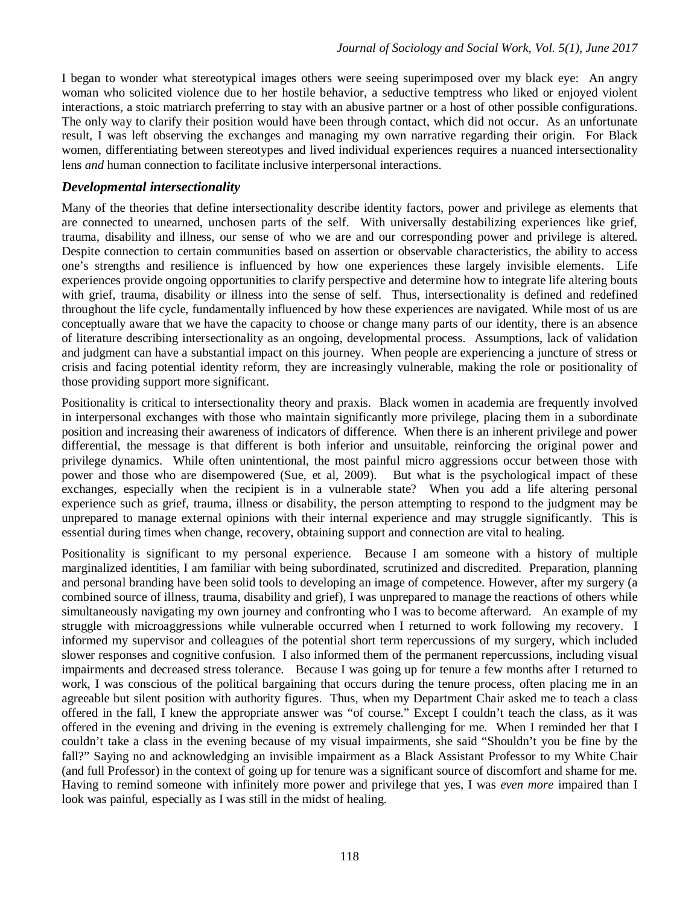I began to wonder what stereotypical images others were seeing superimposed over my black eye: An angry woman who solicited violence due to her hostile behavior, a seductive temptress who liked or enjoyed violent interactions, a stoic matriarch preferring to stay with an abusive partner or a host of other possible configurations. The only way to clarify their position would have been through contact, which did not occur. As an unfortunate result, I was left observing the exchanges and managing my own narrative regarding their origin. For Black women, differentiating between stereotypes and lived individual experiences requires a nuanced intersectionality lens *and* human connection to facilitate inclusive interpersonal interactions.

### *Developmental intersectionality*

Many of the theories that define intersectionality describe identity factors, power and privilege as elements that are connected to unearned, unchosen parts of the self. With universally destabilizing experiences like grief, trauma, disability and illness, our sense of who we are and our corresponding power and privilege is altered. Despite connection to certain communities based on assertion or observable characteristics, the ability to access one's strengths and resilience is influenced by how one experiences these largely invisible elements. Life experiences provide ongoing opportunities to clarify perspective and determine how to integrate life altering bouts with grief, trauma, disability or illness into the sense of self. Thus, intersectionality is defined and redefined throughout the life cycle, fundamentally influenced by how these experiences are navigated. While most of us are conceptually aware that we have the capacity to choose or change many parts of our identity, there is an absence of literature describing intersectionality as an ongoing, developmental process. Assumptions, lack of validation and judgment can have a substantial impact on this journey. When people are experiencing a juncture of stress or crisis and facing potential identity reform, they are increasingly vulnerable, making the role or positionality of those providing support more significant.

Positionality is critical to intersectionality theory and praxis. Black women in academia are frequently involved in interpersonal exchanges with those who maintain significantly more privilege, placing them in a subordinate position and increasing their awareness of indicators of difference. When there is an inherent privilege and power differential, the message is that different is both inferior and unsuitable, reinforcing the original power and privilege dynamics. While often unintentional, the most painful micro aggressions occur between those with power and those who are disempowered (Sue, et al, 2009). But what is the psychological impact of these exchanges, especially when the recipient is in a vulnerable state? When you add a life altering personal experience such as grief, trauma, illness or disability, the person attempting to respond to the judgment may be unprepared to manage external opinions with their internal experience and may struggle significantly. This is essential during times when change, recovery, obtaining support and connection are vital to healing.

Positionality is significant to my personal experience. Because I am someone with a history of multiple marginalized identities, I am familiar with being subordinated, scrutinized and discredited. Preparation, planning and personal branding have been solid tools to developing an image of competence. However, after my surgery (a combined source of illness, trauma, disability and grief), I was unprepared to manage the reactions of others while simultaneously navigating my own journey and confronting who I was to become afterward. An example of my struggle with microaggressions while vulnerable occurred when I returned to work following my recovery. I informed my supervisor and colleagues of the potential short term repercussions of my surgery, which included slower responses and cognitive confusion. I also informed them of the permanent repercussions, including visual impairments and decreased stress tolerance. Because I was going up for tenure a few months after I returned to work, I was conscious of the political bargaining that occurs during the tenure process, often placing me in an agreeable but silent position with authority figures. Thus, when my Department Chair asked me to teach a class offered in the fall, I knew the appropriate answer was "of course." Except I couldn't teach the class, as it was offered in the evening and driving in the evening is extremely challenging for me. When I reminded her that I couldn't take a class in the evening because of my visual impairments, she said "Shouldn't you be fine by the fall?" Saying no and acknowledging an invisible impairment as a Black Assistant Professor to my White Chair (and full Professor) in the context of going up for tenure was a significant source of discomfort and shame for me. Having to remind someone with infinitely more power and privilege that yes, I was *even more* impaired than I look was painful, especially as I was still in the midst of healing.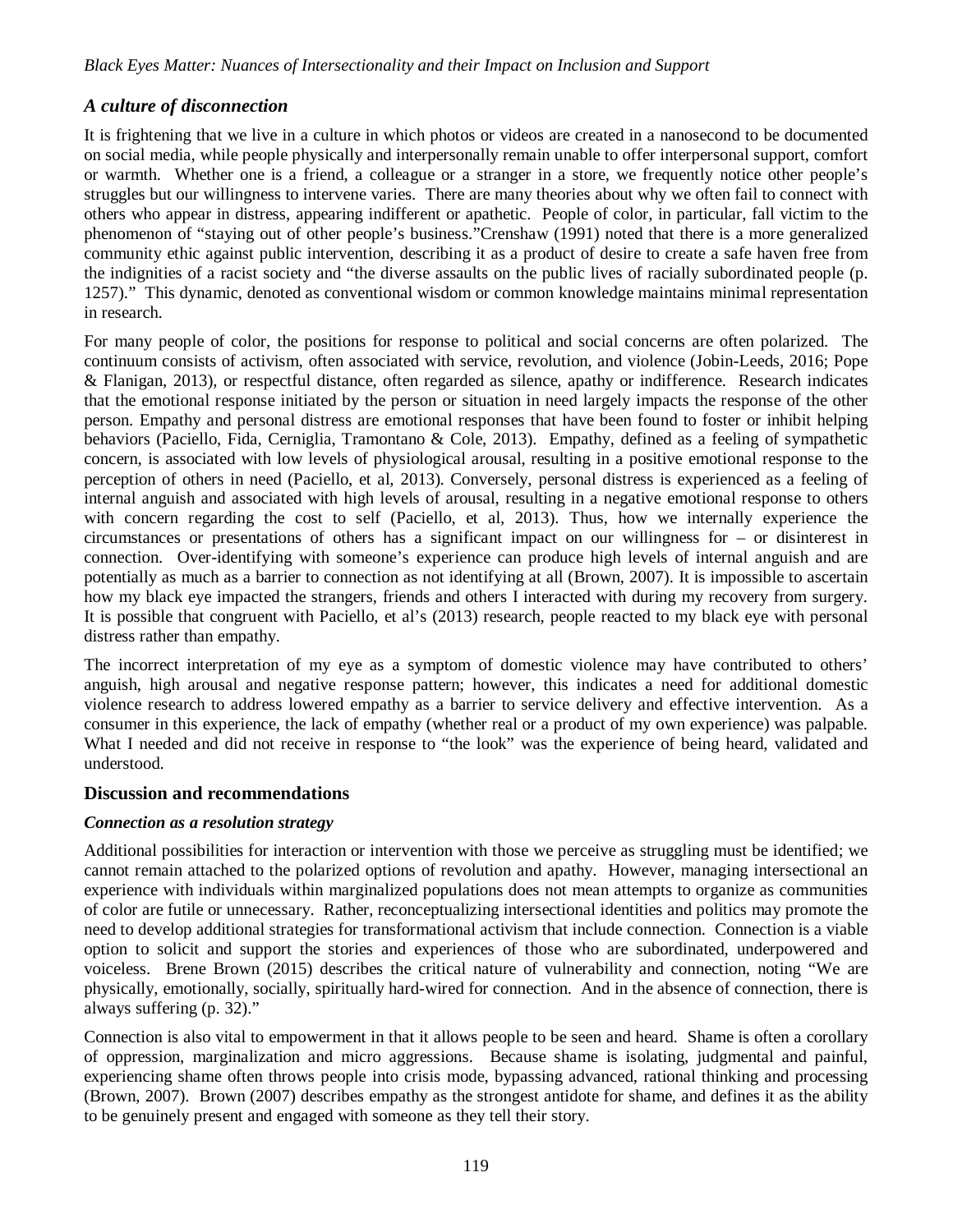### *A culture of disconnection*

It is frightening that we live in a culture in which photos or videos are created in a nanosecond to be documented on social media, while people physically and interpersonally remain unable to offer interpersonal support, comfort or warmth. Whether one is a friend, a colleague or a stranger in a store, we frequently notice other people's struggles but our willingness to intervene varies. There are many theories about why we often fail to connect with others who appear in distress, appearing indifferent or apathetic. People of color, in particular, fall victim to the phenomenon of "staying out of other people's business."Crenshaw (1991) noted that there is a more generalized community ethic against public intervention, describing it as a product of desire to create a safe haven free from the indignities of a racist society and "the diverse assaults on the public lives of racially subordinated people (p. 1257)." This dynamic, denoted as conventional wisdom or common knowledge maintains minimal representation in research.

For many people of color, the positions for response to political and social concerns are often polarized. The continuum consists of activism, often associated with service, revolution, and violence (Jobin-Leeds, 2016; Pope & Flanigan, 2013), or respectful distance, often regarded as silence, apathy or indifference. Research indicates that the emotional response initiated by the person or situation in need largely impacts the response of the other person. Empathy and personal distress are emotional responses that have been found to foster or inhibit helping behaviors (Paciello, Fida, Cerniglia, Tramontano & Cole, 2013). Empathy, defined as a feeling of sympathetic concern, is associated with low levels of physiological arousal, resulting in a positive emotional response to the perception of others in need (Paciello, et al, 2013). Conversely, personal distress is experienced as a feeling of internal anguish and associated with high levels of arousal, resulting in a negative emotional response to others with concern regarding the cost to self (Paciello, et al, 2013). Thus, how we internally experience the circumstances or presentations of others has a significant impact on our willingness for – or disinterest in connection. Over-identifying with someone's experience can produce high levels of internal anguish and are potentially as much as a barrier to connection as not identifying at all (Brown, 2007). It is impossible to ascertain how my black eye impacted the strangers, friends and others I interacted with during my recovery from surgery. It is possible that congruent with Paciello, et al's (2013) research, people reacted to my black eye with personal distress rather than empathy.

The incorrect interpretation of my eye as a symptom of domestic violence may have contributed to others' anguish, high arousal and negative response pattern; however, this indicates a need for additional domestic violence research to address lowered empathy as a barrier to service delivery and effective intervention. As a consumer in this experience, the lack of empathy (whether real or a product of my own experience) was palpable. What I needed and did not receive in response to "the look" was the experience of being heard, validated and understood.

## Discussion and recommendations

### *Connection as a resolution strategy*

Additional possibilities for interaction or intervention with those we perceive as struggling must be identified; we cannot remain attached to the polarized options of revolution and apathy. However, managing intersectional an experience with individuals within marginalized populations does not mean attempts to organize as communities of color are futile or unnecessary. Rather, reconceptualizing intersectional identities and politics may promote the need to develop additional strategies for transformational activism that include connection. Connection is a viable option to solicit and support the stories and experiences of those who are subordinated, underpowered and voiceless. Brene Brown (2015) describes the critical nature of vulnerability and connection, noting "We are physically, emotionally, socially, spiritually hard-wired for connection. And in the absence of connection, there is always suffering (p. 32)."

Connection is also vital to empowerment in that it allows people to be seen and heard. Shame is often a corollary of oppression, marginalization and micro aggressions. Because shame is isolating, judgmental and painful, experiencing shame often throws people into crisis mode, bypassing advanced, rational thinking and processing (Brown, 2007). Brown (2007) describes empathy as the strongest antidote for shame, and defines it as the ability to be genuinely present and engaged with someone as they tell their story.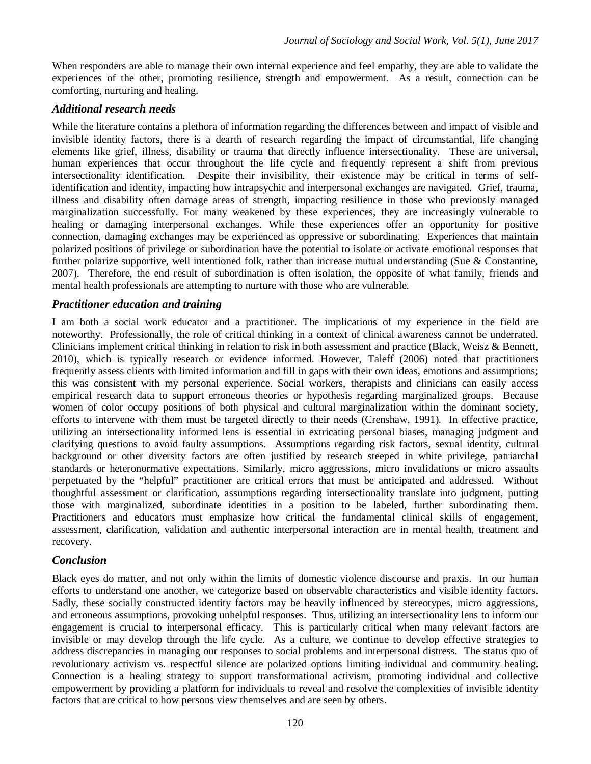When responders are able to manage their own internal experience and feel empathy, they are able to validate the experiences of the other, promoting resilience, strength and empowerment. As a result, connection can be comforting, nurturing and healing.

### *Additional research needs*

While the literature contains a plethora of information regarding the differences between and impact of visible and invisible identity factors, there is a dearth of research regarding the impact of circumstantial, life changing elements like grief, illness, disability or trauma that directly influence intersectionality. These are universal, human experiences that occur throughout the life cycle and frequently represent a shift from previous intersectionality identification. Despite their invisibility, their existence may be critical in terms of self-identification and identity, impacting how intrapsychic and interpersonal exchanges are navigated. Grief, trauma, illness and disability often damage areas of strength, impacting resilience in those who previously managed marginalization successfully. For many weakened by these experiences, they are increasingly vulnerable to healing or damaging interpersonal exchanges. While these experiences offer an opportunity for positive connection, damaging exchanges may be experienced as oppressive or subordinating. Experiences that maintain polarized positions of privilege or subordination have the potential to isolate or activate emotional responses that further polarize supportive, well intentioned folk, rather than increase mutual understanding (Sue & Constantine, 2007). Therefore, the end result of subordination is often isolation, the opposite of what family, friends and mental health professionals are attempting to nurture with those who are vulnerable.

### *Practitioner education and training*

I am both a social work educator and a practitioner. The implications of my experience in the field are noteworthy. Professionally, the role of critical thinking in a context of clinical awareness cannot be underrated. Clinicians implement critical thinking in relation to risk in both assessment and practice (Black, Weisz & Bennett, 2010), which is typically research or evidence informed. However, Taleff (2006) noted that practitioners frequently assess clients with limited information and fill in gaps with their own ideas, emotions and assumptions; this was consistent with my personal experience. Social workers, therapists and clinicians can easily access empirical research data to support erroneous theories or hypothesis regarding marginalized groups. Because women of color occupy positions of both physical and cultural marginalization within the dominant society, efforts to intervene with them must be targeted directly to their needs (Crenshaw, 1991). In effective practice, utilizing an intersectionality informed lens is essential in extricating personal biases, managing judgment and clarifying questions to avoid faulty assumptions. Assumptions regarding risk factors, sexual identity, cultural background or other diversity factors are often justified by research steeped in white privilege, patriarchal standards or heteronormative expectations. Similarly, micro aggressions, micro invalidations or micro assaults perpetuated by the "helpful" practitioner are critical errors that must be anticipated and addressed. Without thoughtful assessment or clarification, assumptions regarding intersectionality translate into judgment, putting those with marginalized, subordinate identities in a position to be labeled, further subordinating them. Practitioners and educators must emphasize how critical the fundamental clinical skills of engagement, assessment, clarification, validation and authentic interpersonal interaction are in mental health, treatment and recovery.

### *Conclusion*

Black eyes do matter, and not only within the limits of domestic violence discourse and praxis. In our human efforts to understand one another, we categorize based on observable characteristics and visible identity factors. Sadly, these socially constructed identity factors may be heavily influenced by stereotypes, micro aggressions, and erroneous assumptions, provoking unhelpful responses. Thus, utilizing an intersectionality lens to inform our engagement is crucial to interpersonal efficacy. This is particularly critical when many relevant factors are invisible or may develop through the life cycle. As a culture, we continue to develop effective strategies to address discrepancies in managing our responses to social problems and interpersonal distress. The status quo of revolutionary activism vs. respectful silence are polarized options limiting individual and community healing. Connection is a healing strategy to support transformational activism, promoting individual and collective empowerment by providing a platform for individuals to reveal and resolve the complexities of invisible identity factors that are critical to how persons view themselves and are seen by others.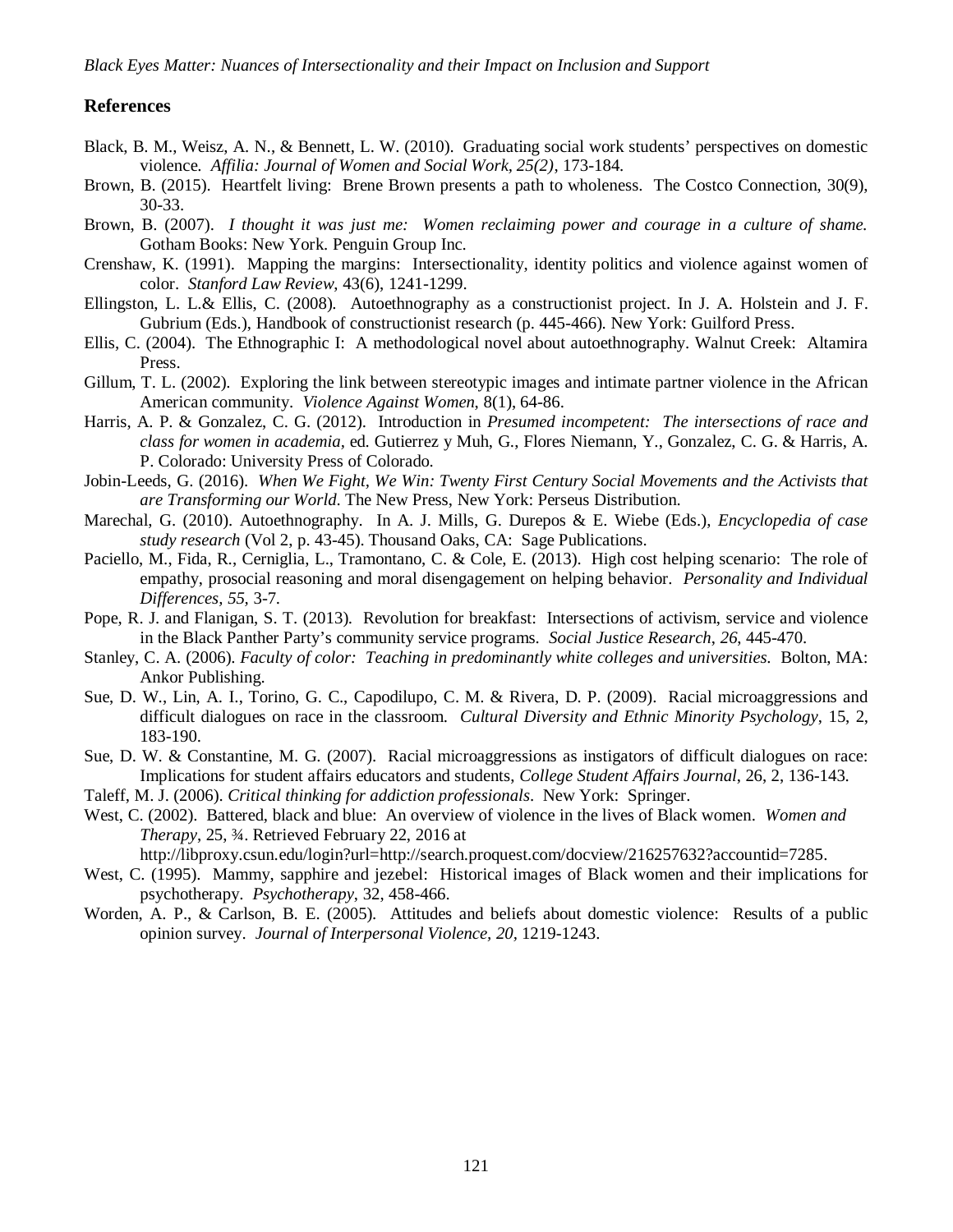## References

Black, B. M., Weisz, A. N., & Bennett, L. W. (2010). Graduating social work students' perspectives on domestic violence. *Affilia: Journal of Women and Social Work, 25(2)*, 173-184.

Brown, B. (2015). Heartfelt living: Brene Brown presents a path to wholeness. The Costco Connection, 30(9), 30-33.

Brown, B. (2007). *I thought it was just me: Women reclaiming power and courage in a culture of shame.* Gotham Books: New York. Penguin Group Inc.

Crenshaw, K. (1991). Mapping the margins: Intersectionality, identity politics and violence against women of color. *Stanford Law Review*, 43(6), 1241-1299.

Ellingston, L. L.& Ellis, C. (2008). Autoethnography as a constructionist project. In J. A. Holstein and J. F. Gubrium (Eds.), Handbook of constructionist research (p. 445-466). New York: Guilford Press.

Ellis, C. (2004). The Ethnographic I: A methodological novel about autoethnography. Walnut Creek: Altamira Press.

Gillum, T. L. (2002). Exploring the link between stereotypic images and intimate partner violence in the African American community. *Violence Against Women*, 8(1), 64-86.

Harris, A. P. & Gonzalez, C. G. (2012). Introduction in *Presumed incompetent: The intersections of race and class for women in academia*, ed. Gutierrez y Muh, G., Flores Niemann, Y., Gonzalez, C. G. & Harris, A. P. Colorado: University Press of Colorado.

Jobin-Leeds, G. (2016). *When We Fight, We Win: Twenty First Century Social Movements and the Activists that are Transforming our World*. The New Press, New York: Perseus Distribution.

Marechal, G. (2010). Autoethnography. In A. J. Mills, G. Durepos & E. Wiebe (Eds.), *Encyclopedia of case study research* (Vol 2, p. 43-45). Thousand Oaks, CA: Sage Publications.

Paciello, M., Fida, R., Cerniglia, L., Tramontano, C. & Cole, E. (2013). High cost helping scenario: The role of empathy, prosocial reasoning and moral disengagement on helping behavior. *Personality and Individual Differences, 55*, 3-7.

Pope, R. J. and Flanigan, S. T. (2013). Revolution for breakfast: Intersections of activism, service and violence in the Black Panther Party's community service programs. *Social Justice Research, 26*, 445-470.

Stanley, C. A. (2006). *Faculty of color: Teaching in predominantly white colleges and universities.* Bolton, MA: Ankor Publishing.

Sue, D. W., Lin, A. I., Torino, G. C., Capodilupo, C. M. & Rivera, D. P. (2009). Racial microaggressions and difficult dialogues on race in the classroom. *Cultural Diversity and Ethnic Minority Psychology*, 15, 2, 183-190.

Sue, D. W. & Constantine, M. G. (2007). Racial microaggressions as instigators of difficult dialogues on race: Implications for student affairs educators and students, *College Student Affairs Journal*, 26, 2, 136-143.

Taleff, M. J. (2006). *Critical thinking for addiction professionals*. New York: Springer.

West, C. (2002). Battered, black and blue: An overview of violence in the lives of Black women. *Women and Therapy*, 25, ¾. Retrieved February 22, 2016 at http://libproxy.csun.edu/login?url=http://search.proquest.com/docview/216257632?accountid=7285.

West, C. (1995). Mammy, sapphire and jezebel: Historical images of Black women and their implications for psychotherapy. *Psychotherapy*, 32, 458-466.

Worden, A. P., & Carlson, B. E. (2005). Attitudes and beliefs about domestic violence: Results of a public opinion survey. *Journal of Interpersonal Violence, 20*, 1219-1243.